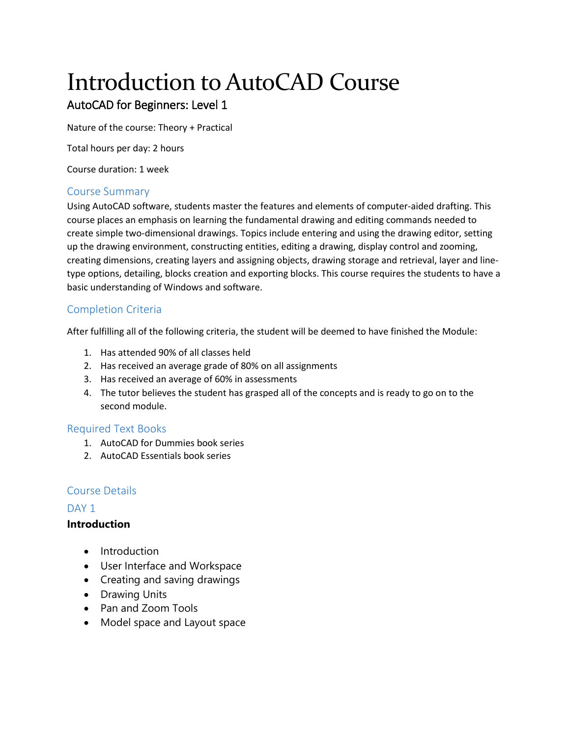# Introduction to AutoCAD Course

## AutoCAD for Beginners: Level 1

Nature of the course: Theory + Practical

Total hours per day: 2 hours

Course duration: 1 week

### Course Summary

Using AutoCAD software, students master the features and elements of computer-aided drafting. This course places an emphasis on learning the fundamental drawing and editing commands needed to create simple two-dimensional drawings. Topics include entering and using the drawing editor, setting up the drawing environment, constructing entities, editing a drawing, display control and zooming, creating dimensions, creating layers and assigning objects, drawing storage and retrieval, layer and line-type options, detailing, blocks creation and exporting blocks. This course requires the students to have a basic understanding of Windows and software.

### Completion Criteria

After fulfilling all of the following criteria, the student will be deemed to have finished the Module:

1. Has attended 90% of all classes held
2. Has received an average grade of 80% on all assignments
3. Has received an average of 60% in assessments
4. The tutor believes the student has grasped all of the concepts and is ready to go on to the second module.

### Required Text Books

1. AutoCAD for Dummies book series
2. AutoCAD Essentials book series

### Course Details

### DAY 1

**Introduction**

- Introduction
- User Interface and Workspace
- Creating and saving drawings
- Drawing Units
- Pan and Zoom Tools
- Model space and Layout space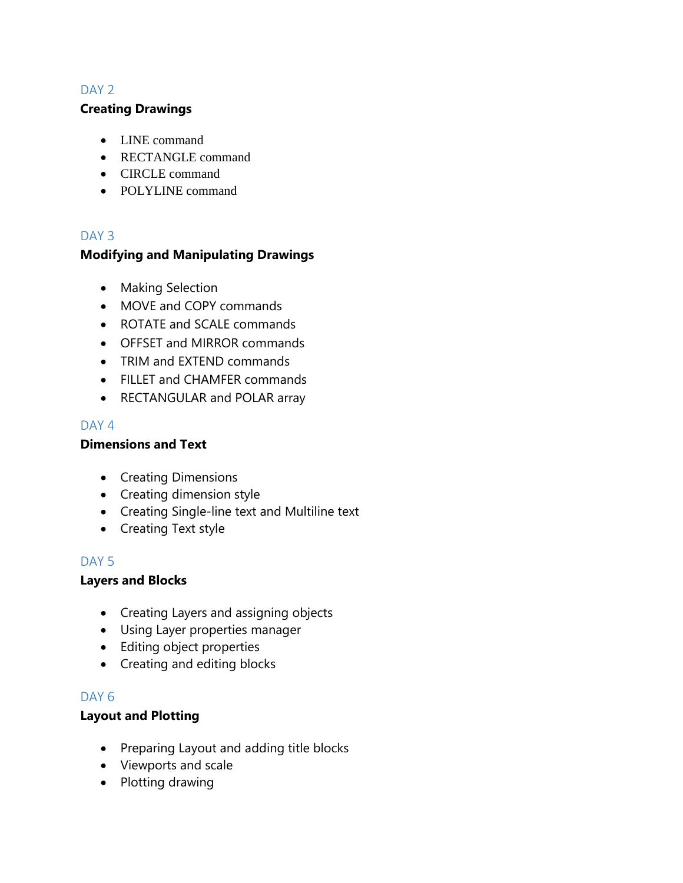## DAY 2

**Creating Drawings**

- LINE command
- RECTANGLE command
- CIRCLE command
- POLYLINE command

## DAY 3

**Modifying and Manipulating Drawings**

- Making Selection
- MOVE and COPY commands
- ROTATE and SCALE commands
- OFFSET and MIRROR commands
- TRIM and EXTEND commands
- FILLET and CHAMFER commands
- RECTANGULAR and POLAR array

## DAY 4

**Dimensions and Text**

- Creating Dimensions
- Creating dimension style
- Creating Single-line text and Multiline text
- Creating Text style

## DAY 5

**Layers and Blocks**

- Creating Layers and assigning objects
- Using Layer properties manager
- Editing object properties
- Creating and editing blocks

## DAY 6

**Layout and Plotting**

- Preparing Layout and adding title blocks
- Viewports and scale
- Plotting drawing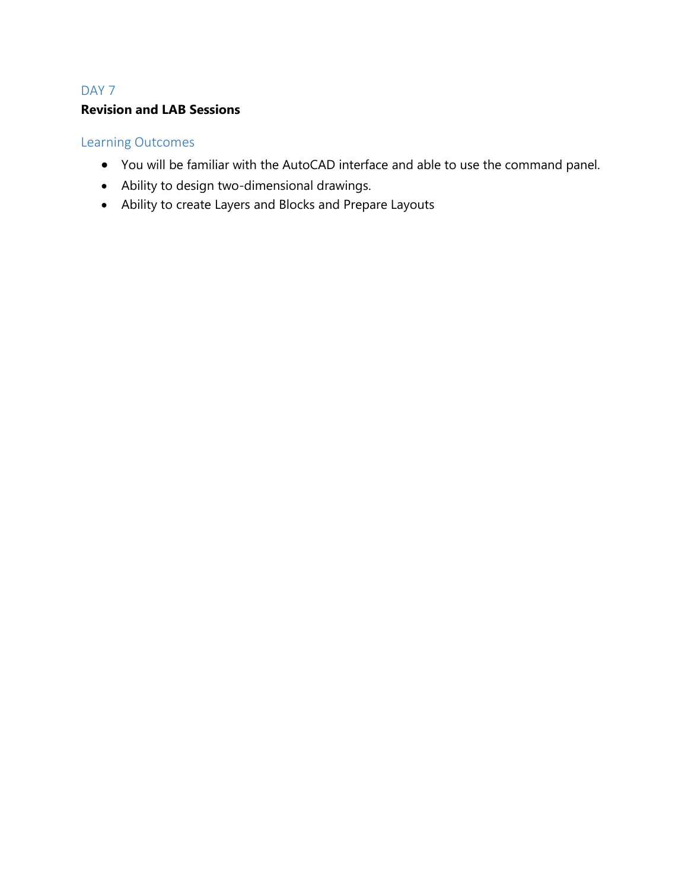## DAY 7

**Revision and LAB Sessions**

### Learning Outcomes

- You will be familiar with the AutoCAD interface and able to use the command panel.
- Ability to design two-dimensional drawings.
- Ability to create Layers and Blocks and Prepare Layouts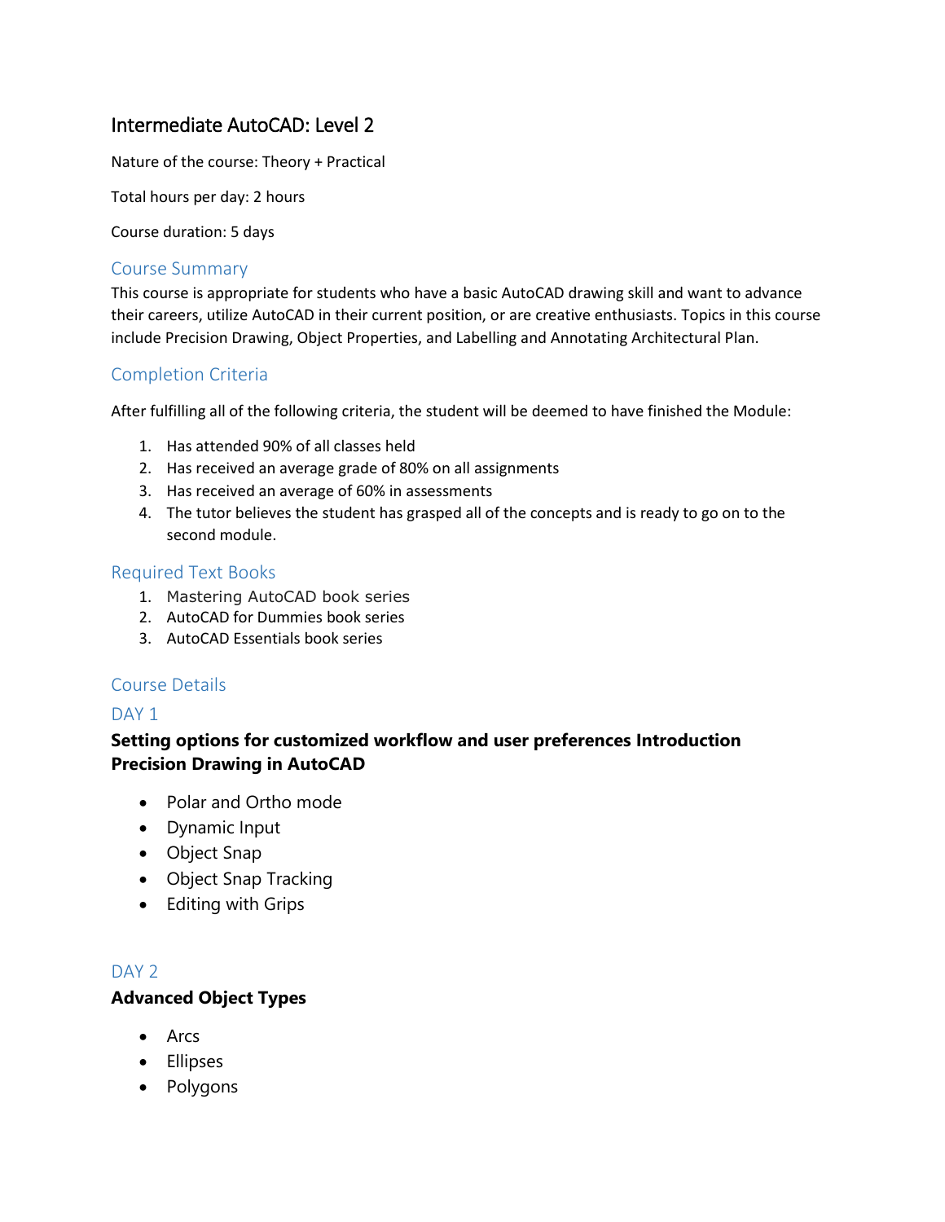# Intermediate AutoCAD: Level 2

Nature of the course: Theory + Practical

Total hours per day: 2 hours

Course duration: 5 days

## Course Summary

This course is appropriate for students who have a basic AutoCAD drawing skill and want to advance their careers, utilize AutoCAD in their current position, or are creative enthusiasts. Topics in this course include Precision Drawing, Object Properties, and Labelling and Annotating Architectural Plan.

## Completion Criteria

After fulfilling all of the following criteria, the student will be deemed to have finished the Module:

1. Has attended 90% of all classes held
2. Has received an average grade of 80% on all assignments
3. Has received an average of 60% in assessments
4. The tutor believes the student has grasped all of the concepts and is ready to go on to the second module.

## Required Text Books

1. Mastering AutoCAD book series
2. AutoCAD for Dummies book series
3. AutoCAD Essentials book series

## Course Details

### DAY 1

**Setting options for customized workflow and user preferences Introduction Precision Drawing in AutoCAD**

- Polar and Ortho mode
- Dynamic Input
- Object Snap
- Object Snap Tracking
- Editing with Grips

### DAY 2

**Advanced Object Types**

- Arcs
- Ellipses
- Polygons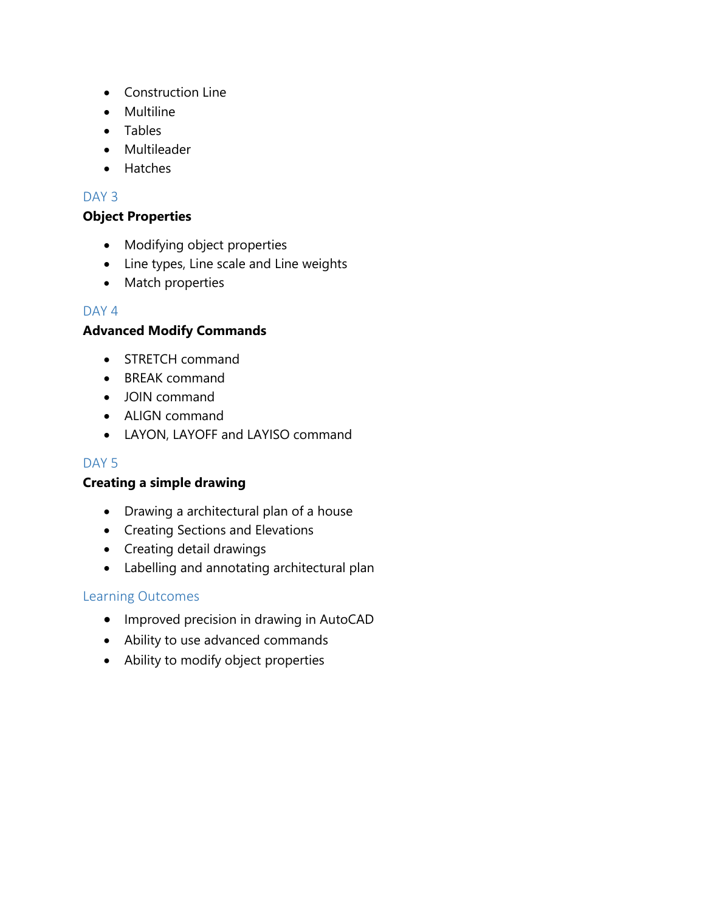- Construction Line
- Multiline
- Tables
- Multileader
- Hatches

## DAY 3

**Object Properties**

- Modifying object properties
- Line types, Line scale and Line weights
- Match properties

## DAY 4

**Advanced Modify Commands**

- STRETCH command
- BREAK command
- JOIN command
- ALIGN command
- LAYON, LAYOFF and LAYISO command

## DAY 5

**Creating a simple drawing**

- Drawing a architectural plan of a house
- Creating Sections and Elevations
- Creating detail drawings
- Labelling and annotating architectural plan

## Learning Outcomes

- Improved precision in drawing in AutoCAD
- Ability to use advanced commands
- Ability to modify object properties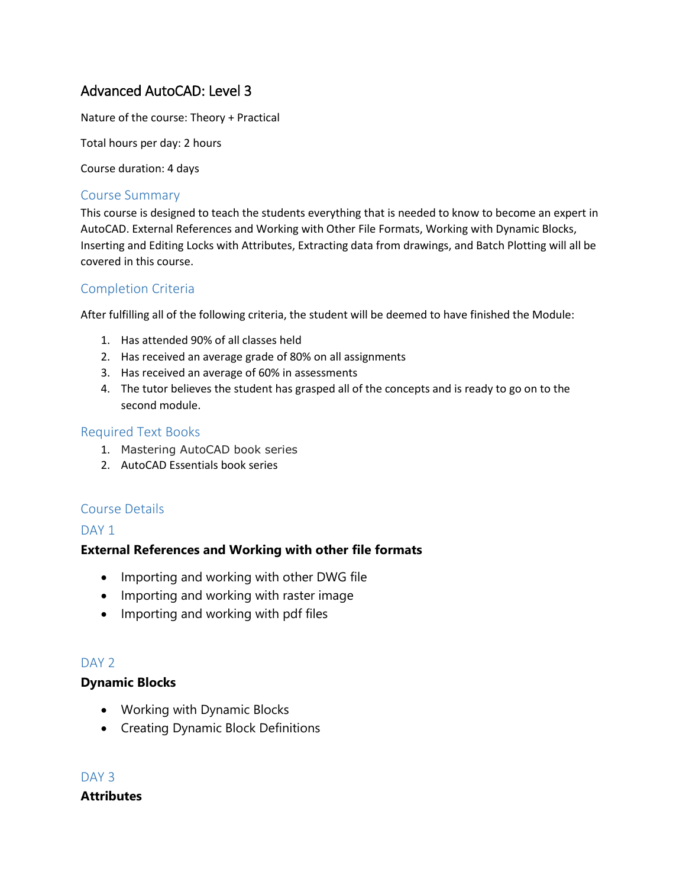# Advanced AutoCAD: Level 3

Nature of the course: Theory + Practical

Total hours per day: 2 hours

Course duration: 4 days

## Course Summary

This course is designed to teach the students everything that is needed to know to become an expert in AutoCAD. External References and Working with Other File Formats, Working with Dynamic Blocks, Inserting and Editing Locks with Attributes, Extracting data from drawings, and Batch Plotting will all be covered in this course.

## Completion Criteria

After fulfilling all of the following criteria, the student will be deemed to have finished the Module:

1. Has attended 90% of all classes held
2. Has received an average grade of 80% on all assignments
3. Has received an average of 60% in assessments
4. The tutor believes the student has grasped all of the concepts and is ready to go on to the second module.

## Required Text Books

1. Mastering AutoCAD book series
2. AutoCAD Essentials book series

## Course Details

### DAY 1

**External References and Working with other file formats**

- Importing and working with other DWG file
- Importing and working with raster image
- Importing and working with pdf files

### DAY 2

**Dynamic Blocks**

- Working with Dynamic Blocks
- Creating Dynamic Block Definitions

### DAY 3

**Attributes**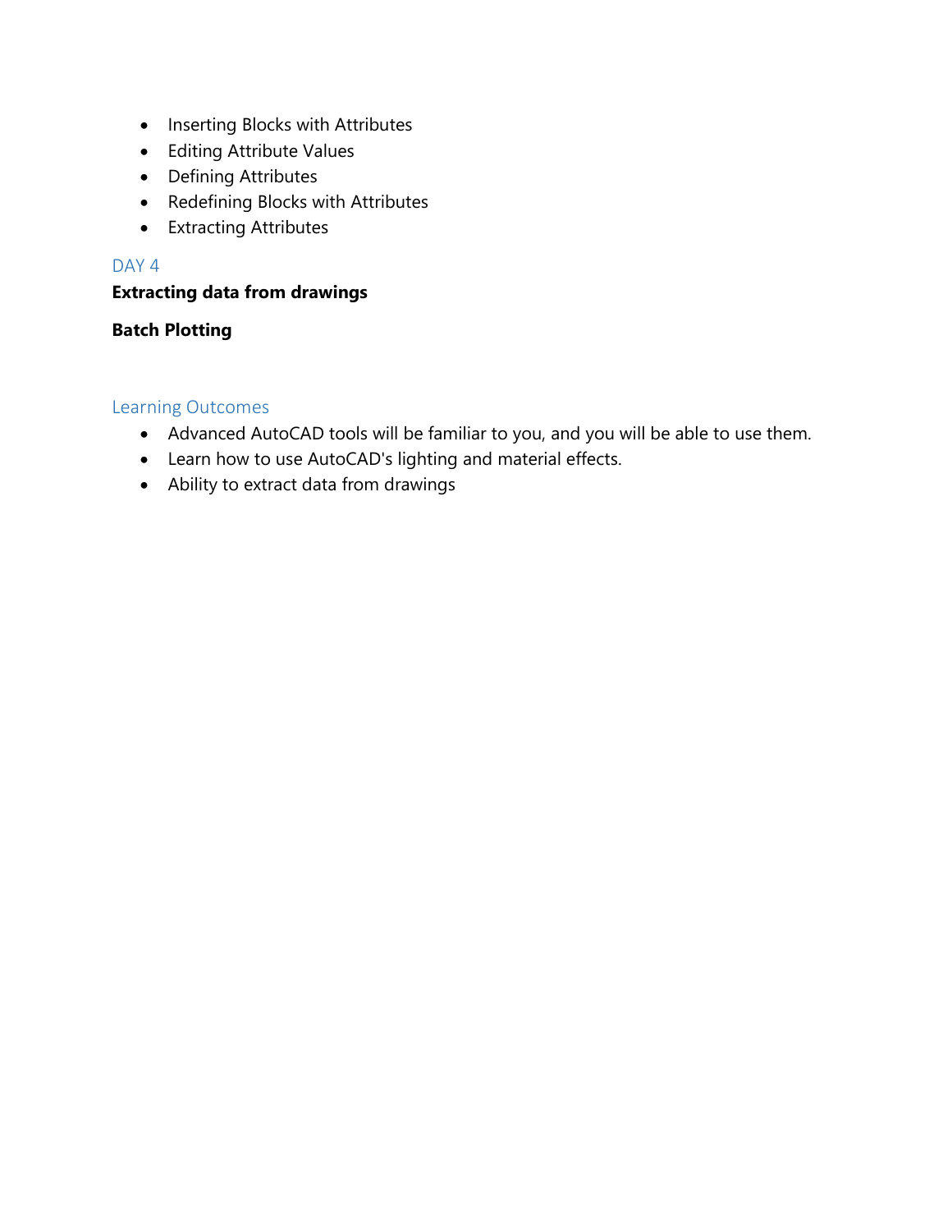- Inserting Blocks with Attributes
- Editing Attribute Values
- Defining Attributes
- Redefining Blocks with Attributes
- Extracting Attributes

## DAY 4

**Extracting data from drawings**

**Batch Plotting**

## Learning Outcomes

- Advanced AutoCAD tools will be familiar to you, and you will be able to use them.
- Learn how to use AutoCAD's lighting and material effects.
- Ability to extract data from drawings